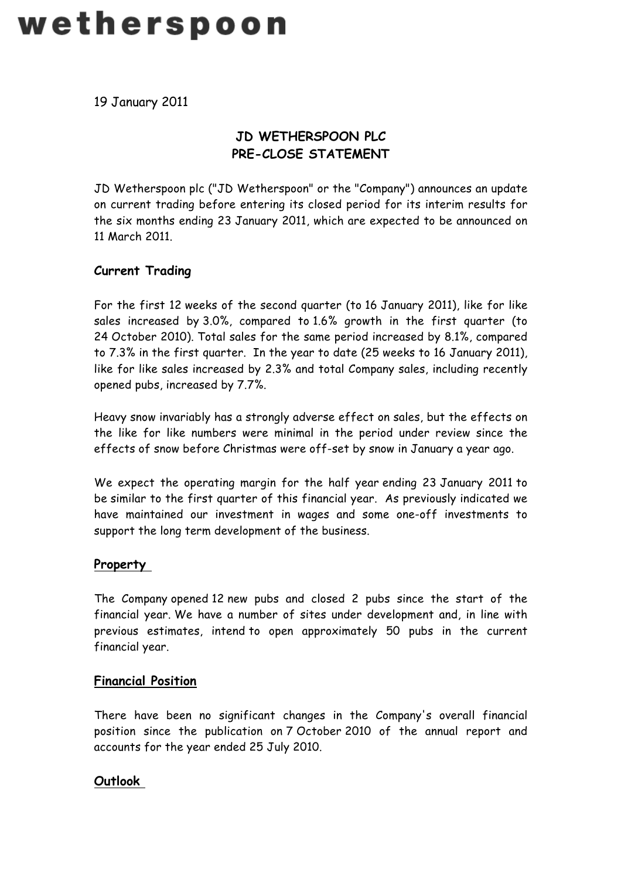# wetherspoon

19 January 2011

## JD WETHERSPOON PLC
## PRE-CLOSE STATEMENT

JD Wetherspoon plc ("JD Wetherspoon" or the "Company") announces an update on current trading before entering its closed period for its interim results for the six months ending 23 January 2011, which are expected to be announced on 11 March 2011.

### Current Trading

For the first 12 weeks of the second quarter (to 16 January 2011), like for like sales increased by 3.0%, compared to 1.6% growth in the first quarter (to 24 October 2010). Total sales for the same period increased by 8.1%, compared to 7.3% in the first quarter. In the year to date (25 weeks to 16 January 2011), like for like sales increased by 2.3% and total Company sales, including recently opened pubs, increased by 7.7%.

Heavy snow invariably has a strongly adverse effect on sales, but the effects on the like for like numbers were minimal in the period under review since the effects of snow before Christmas were off-set by snow in January a year ago.

We expect the operating margin for the half year ending 23 January 2011 to be similar to the first quarter of this financial year. As previously indicated we have maintained our investment in wages and some one-off investments to support the long term development of the business.

### Property

The Company opened 12 new pubs and closed 2 pubs since the start of the financial year. We have a number of sites under development and, in line with previous estimates, intend to open approximately 50 pubs in the current financial year.

### Financial Position

There have been no significant changes in the Company's overall financial position since the publication on 7 October 2010 of the annual report and accounts for the year ended 25 July 2010.

### Outlook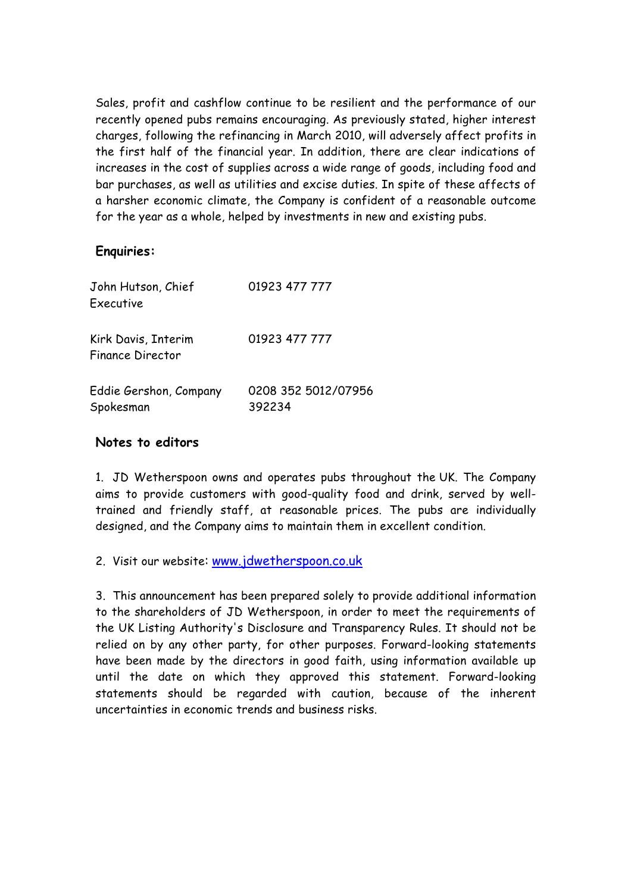Sales, profit and cashflow continue to be resilient and the performance of our recently opened pubs remains encouraging. As previously stated, higher interest charges, following the refinancing in March 2010, will adversely affect profits in the first half of the financial year. In addition, there are clear indications of increases in the cost of supplies across a wide range of goods, including food and bar purchases, as well as utilities and excise duties. In spite of these affects of a harsher economic climate, the Company is confident of a reasonable outcome for the year as a whole, helped by investments in new and existing pubs.

**Enquiries:**

| | |
|---|---|
| John Hutson, Chief Executive | 01923 477 777 |
| Kirk Davis, Interim Finance Director | 01923 477 777 |
| Eddie Gershon, Company Spokesman | 0208 352 5012/07956 392234 |

**Notes to editors**

1. JD Wetherspoon owns and operates pubs throughout the UK. The Company aims to provide customers with good-quality food and drink, served by well-trained and friendly staff, at reasonable prices. The pubs are individually designed, and the Company aims to maintain them in excellent condition.

2. Visit our website: [www.jdwetherspoon.co.uk](http://www.jdwetherspoon.co.uk)

3. This announcement has been prepared solely to provide additional information to the shareholders of JD Wetherspoon, in order to meet the requirements of the UK Listing Authority's Disclosure and Transparency Rules. It should not be relied on by any other party, for other purposes. Forward-looking statements have been made by the directors in good faith, using information available up until the date on which they approved this statement. Forward-looking statements should be regarded with caution, because of the inherent uncertainties in economic trends and business risks.